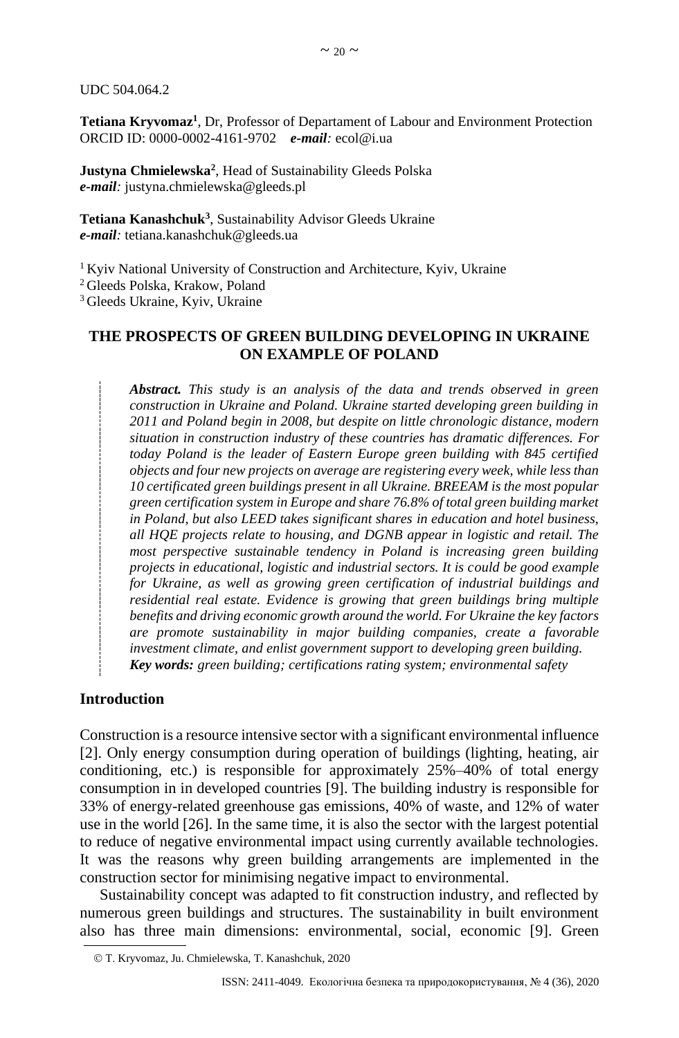UDC 504.064.2

**Tetiana Kryvomaz**[1], Dr, Professor of Departament of Labour and Environment Protection
ORCID ID: 0000-0002-4161-9702 ***e-mail**:* ecol@i.ua

**Justyna Chmielewska**[2], Head of Sustainability Gleeds Polska
***e-mail**:* justyna.chmielewska@gleeds.pl

**Tetiana Kanashchuk**[3], Sustainability Advisor Gleeds Ukraine
***e-mail**:* tetiana.kanashchuk@gleeds.ua

[1] Kyiv National University of Construction and Architecture, Kyiv, Ukraine
[2] Gleeds Polska, Krakow, Poland
[3] Gleeds Ukraine, Kyiv, Ukraine

# THE PROSPECTS OF GREEN BUILDING DEVELOPING IN UKRAINE ON EXAMPLE OF POLAND

***Abstract.*** *This study is an analysis of the data and trends observed in green construction in Ukraine and Poland. Ukraine started developing green building in 2011 and Poland begin in 2008, but despite on little chronologic distance, modern situation in construction industry of these countries has dramatic differences. For today Poland is the leader of Eastern Europe green building with 845 certified objects and four new projects on average are registering every week, while less than 10 certificated green buildings present in all Ukraine. BREEAM is the most popular green certification system in Europe and share 76.8% of total green building market in Poland, but also LEED takes significant shares in education and hotel business, all HQE projects relate to housing, and DGNB appear in logistic and retail. The most perspective sustainable tendency in Poland is increasing green building projects in educational, logistic and industrial sectors. It is could be good example for Ukraine, as well as growing green certification of industrial buildings and residential real estate. Evidence is growing that green buildings bring multiple benefits and driving economic growth around the world. For Ukraine the key factors are promote sustainability in major building companies, create a favorable investment climate, and enlist government support to developing green building.*
***Key words:*** *green building; certifications rating system; environmental safety*

## Introduction

Construction is a resource intensive sector with a significant environmental influence [2]. Only energy consumption during operation of buildings (lighting, heating, air conditioning, etc.) is responsible for approximately 25%–40% of total energy consumption in in developed countries [9]. The building industry is responsible for 33% of energy-related greenhouse gas emissions, 40% of waste, and 12% of water use in the world [26]. In the same time, it is also the sector with the largest potential to reduce of negative environmental impact using currently available technologies. It was the reasons why green building arrangements are implemented in the construction sector for minimising negative impact to environmental.

Sustainability concept was adapted to fit construction industry, and reflected by numerous green buildings and structures. The sustainability in built environment also has three main dimensions: environmental, social, economic [9]. Green

© T. Kryvomaz, Ju. Chmielewska, T. Kanashchuk, 2020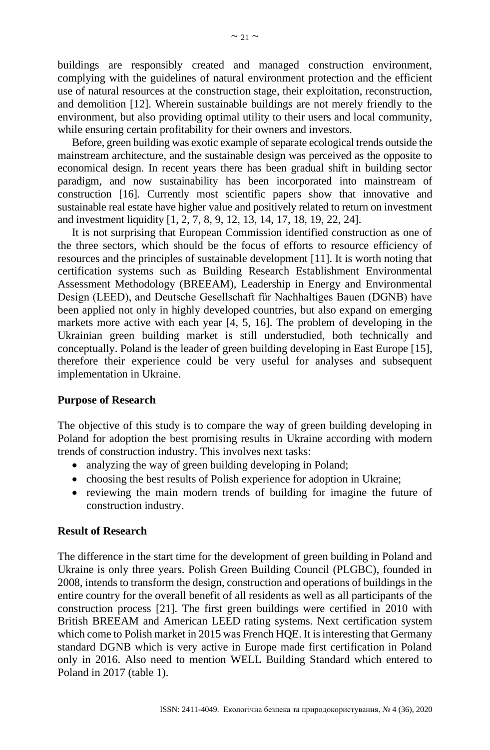buildings are responsibly created and managed construction environment, complying with the guidelines of natural environment protection and the efficient use of natural resources at the construction stage, their exploitation, reconstruction, and demolition [12]. Wherein sustainable buildings are not merely friendly to the environment, but also providing optimal utility to their users and local community, while ensuring certain profitability for their owners and investors.

Before, green building was exotic example of separate ecological trends outside the mainstream architecture, and the sustainable design was perceived as the opposite to economical design. In recent years there has been gradual shift in building sector paradigm, and now sustainability has been incorporated into mainstream of construction [16]. Currently most scientific papers show that innovative and sustainable real estate have higher value and positively related to return on investment and investment liquidity [1, 2, 7, 8, 9, 12, 13, 14, 17, 18, 19, 22, 24].

It is not surprising that European Commission identified construction as one of the three sectors, which should be the focus of efforts to resource efficiency of resources and the principles of sustainable development [11]. It is worth noting that certification systems such as Building Research Establishment Environmental Assessment Methodology (BREEAM), Leadership in Energy and Environmental Design (LEED), and Deutsche Gesellschaft für Nachhaltiges Bauen (DGNB) have been applied not only in highly developed countries, but also expand on emerging markets more active with each year [4, 5, 16]. The problem of developing in the Ukrainian green building market is still understudied, both technically and conceptually. Poland is the leader of green building developing in East Europe [15], therefore their experience could be very useful for analyses and subsequent implementation in Ukraine.

## Purpose of Research

The objective of this study is to compare the way of green building developing in Poland for adoption the best promising results in Ukraine according with modern trends of construction industry. This involves next tasks:

- analyzing the way of green building developing in Poland;
- choosing the best results of Polish experience for adoption in Ukraine;
- reviewing the main modern trends of building for imagine the future of construction industry.

## Result of Research

The difference in the start time for the development of green building in Poland and Ukraine is only three years. Polish Green Building Council (PLGBC), founded in 2008, intends to transform the design, construction and operations of buildings in the entire country for the overall benefit of all residents as well as all participants of the construction process [21]. The first green buildings were certified in 2010 with British BREEAM and American LEED rating systems. Next certification system which come to Polish market in 2015 was French HQE. It is interesting that Germany standard DGNB which is very active in Europe made first certification in Poland only in 2016. Also need to mention WELL Building Standard which entered to Poland in 2017 (table 1).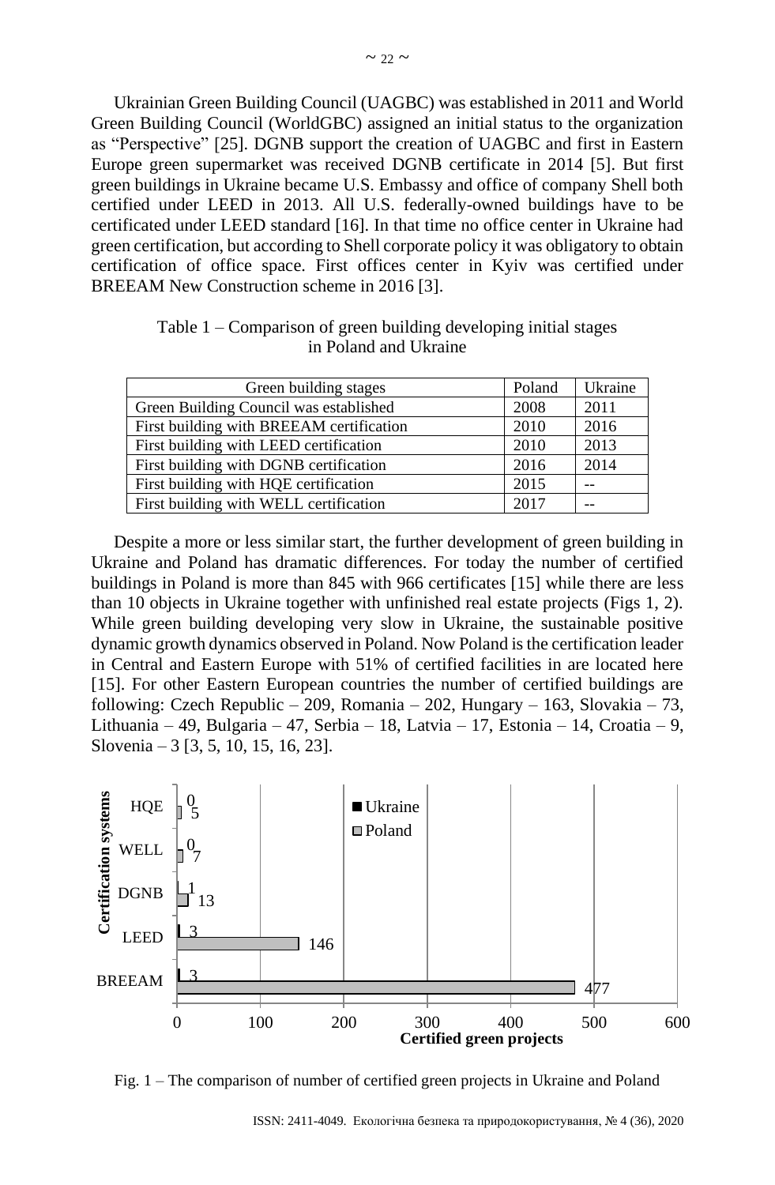Ukrainian Green Building Council (UAGBC) was established in 2011 and World Green Building Council (WorldGBC) assigned an initial status to the organization as "Perspective" [25]. DGNB support the creation of UAGBC and first in Eastern Europe green supermarket was received DGNB certificate in 2014 [5]. But first green buildings in Ukraine became U.S. Embassy and office of company Shell both certified under LEED in 2013. All U.S. federally-owned buildings have to be certificated under LEED standard [16]. In that time no office center in Ukraine had green certification, but according to Shell corporate policy it was obligatory to obtain certification of office space. First offices center in Kyiv was certified under BREEAM New Construction scheme in 2016 [3].

Table 1 – Comparison of green building developing initial stages in Poland and Ukraine

| Green building stages | Poland | Ukraine |
|---|---|---|
| Green Building Council was established | 2008 | 2011 |
| First building with BREEAM certification | 2010 | 2016 |
| First building with LEED certification | 2010 | 2013 |
| First building with DGNB certification | 2016 | 2014 |
| First building with HQE certification | 2015 | -- |
| First building with WELL certification | 2017 | -- |

Despite a more or less similar start, the further development of green building in Ukraine and Poland has dramatic differences. For today the number of certified buildings in Poland is more than 845 with 966 certificates [15] while there are less than 10 objects in Ukraine together with unfinished real estate projects (Figs 1, 2). While green building developing very slow in Ukraine, the sustainable positive dynamic growth dynamics observed in Poland. Now Poland is the certification leader in Central and Eastern Europe with 51% of certified facilities in are located here [15]. For other Eastern European countries the number of certified buildings are following: Czech Republic – 209, Romania – 202, Hungary – 163, Slovakia – 73, Lithuania – 49, Bulgaria – 47, Serbia – 18, Latvia – 17, Estonia – 14, Croatia – 9, Slovenia – 3 [3, 5, 10, 15, 16, 23].

| Certification systems | Ukraine | Poland |
|---|---|---|
| HQE | 0 | 5 |
| WELL | 0 | 7 |
| DGNB | 1 | 13 |
| LEED | 3 | 146 |
| BREEAM | 3 | 477 |

Fig. 1 – The comparison of number of certified green projects in Ukraine and Poland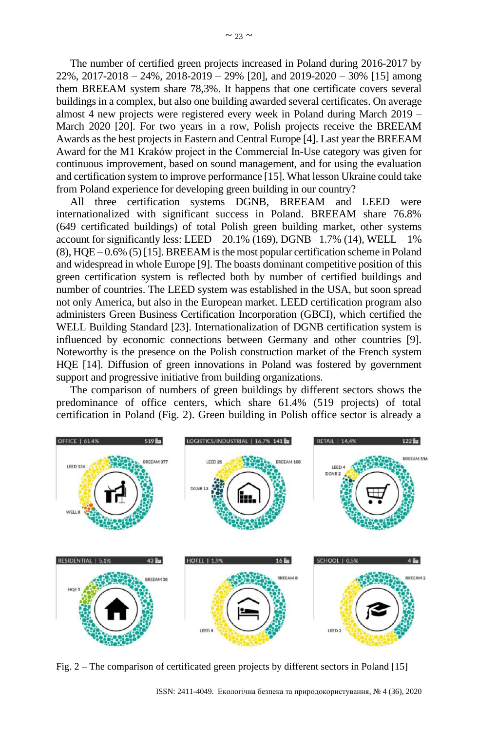The number of certified green projects increased in Poland during 2016-2017 by 22%, 2017-2018 – 24%, 2018-2019 – 29% [20], and 2019-2020 – 30% [15] among them BREEAM system share 78,3%. It happens that one certificate covers several buildings in a complex, but also one building awarded several certificates. On average almost 4 new projects were registered every week in Poland during March 2019 – March 2020 [20]. For two years in a row, Polish projects receive the BREEAM Awards as the best projects in Eastern and Central Europe [4]. Last year the BREEAM Award for the M1 Kraków project in the Commercial In-Use category was given for continuous improvement, based on sound management, and for using the evaluation and certification system to improve performance [15]. What lesson Ukraine could take from Poland experience for developing green building in our country?

All three certification systems DGNB, BREEAM and LEED were internationalized with significant success in Poland. BREEAM share 76.8% (649 certificated buildings) of total Polish green building market, other systems account for significantly less: LEED – 20.1% (169), DGNB– 1.7% (14), WELL – 1% (8), HQE – 0.6% (5) [15]. BREEAM is the most popular certification scheme in Poland and widespread in whole Europe [9]. The boasts dominant competitive position of this green certification system is reflected both by number of certified buildings and number of countries. The LEED system was established in the USA, but soon spread not only America, but also in the European market. LEED certification program also administers Green Business Certification Incorporation (GBCI), which certified the WELL Building Standard [23]. Internationalization of DGNB certification system is influenced by economic connections between Germany and other countries [9]. Noteworthy is the presence on the Polish construction market of the French system HQE [14]. Diffusion of green innovations in Poland was fostered by government support and progressive initiative from building organizations.

The comparison of numbers of green buildings by different sectors shows the predominance of office centers, which share 61.4% (519 projects) of total certification in Poland (Fig. 2). Green building in Polish office sector is already a

OFFICE | 61,4% 519 — LEED 134, BREEAM 377, WELL 8

LOGISTICS/INDUSTRIAL | 16,7% 141 — LEED 21, BREEAM 108, DGNB 12

RETAIL | 14,4% 122 — LEED 4, DGNB 2, BREEAM 116

RESIDENTIAL | 5,1% 43 — HQE 5, BREEAM 38

HOTEL | 1,9% 16 — BREEAM 8, LEED 8

SCHOOL | 0,5% 4 — BREEAM 2, LEED 2

Fig. 2 – The comparison of certificated green projects by different sectors in Poland [15]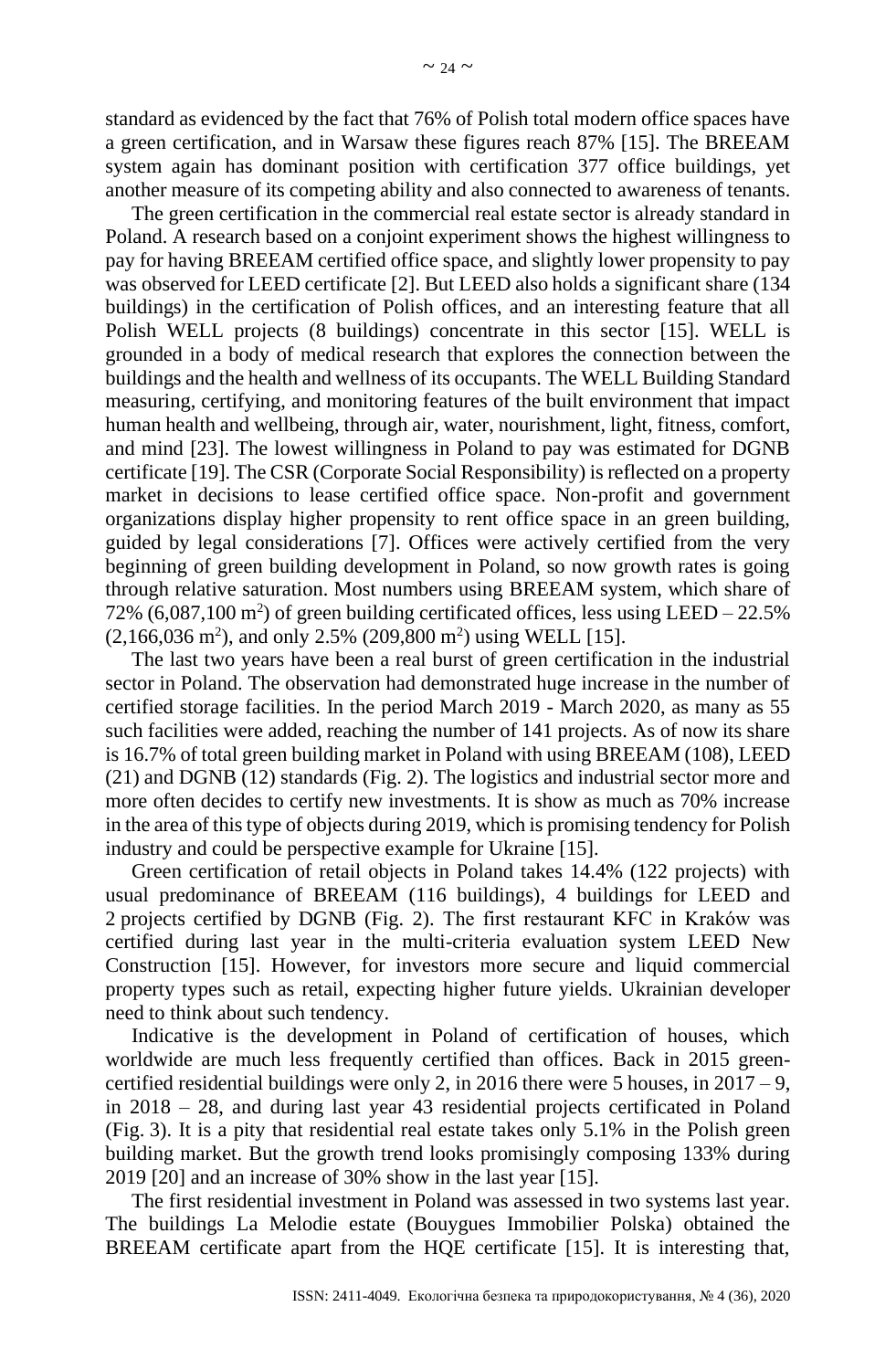standard as evidenced by the fact that 76% of Polish total modern office spaces have a green certification, and in Warsaw these figures reach 87% [15]. The BREEAM system again has dominant position with certification 377 office buildings, yet another measure of its competing ability and also connected to awareness of tenants.

The green certification in the commercial real estate sector is already standard in Poland. A research based on a conjoint experiment shows the highest willingness to pay for having BREEAM certified office space, and slightly lower propensity to pay was observed for LEED certificate [2]. But LEED also holds a significant share (134 buildings) in the certification of Polish offices, and an interesting feature that all Polish WELL projects (8 buildings) concentrate in this sector [15]. WELL is grounded in a body of medical research that explores the connection between the buildings and the health and wellness of its occupants. The WELL Building Standard measuring, certifying, and monitoring features of the built environment that impact human health and wellbeing, through air, water, nourishment, light, fitness, comfort, and mind [23]. The lowest willingness in Poland to pay was estimated for DGNB certificate [19]. The CSR (Corporate Social Responsibility) is reflected on a property market in decisions to lease certified office space. Non-profit and government organizations display higher propensity to rent office space in an green building, guided by legal considerations [7]. Offices were actively certified from the very beginning of green building development in Poland, so now growth rates is going through relative saturation. Most numbers using BREEAM system, which share of 72% (6,087,100 m$^2$) of green building certificated offices, less using LEED – 22.5% (2,166,036 m$^2$), and only 2.5% (209,800 m$^2$) using WELL [15].

The last two years have been a real burst of green certification in the industrial sector in Poland. The observation had demonstrated huge increase in the number of certified storage facilities. In the period March 2019 - March 2020, as many as 55 such facilities were added, reaching the number of 141 projects. As of now its share is 16.7% of total green building market in Poland with using BREEAM (108), LEED (21) and DGNB (12) standards (Fig. 2). The logistics and industrial sector more and more often decides to certify new investments. It is show as much as 70% increase in the area of this type of objects during 2019, which is promising tendency for Polish industry and could be perspective example for Ukraine [15].

Green certification of retail objects in Poland takes 14.4% (122 projects) with usual predominance of BREEAM (116 buildings), 4 buildings for LEED and 2 projects certified by DGNB (Fig. 2). The first restaurant KFC in Kraków was certified during last year in the multi-criteria evaluation system LEED New Construction [15]. However, for investors more secure and liquid commercial property types such as retail, expecting higher future yields. Ukrainian developer need to think about such tendency.

Indicative is the development in Poland of certification of houses, which worldwide are much less frequently certified than offices. Back in 2015 green-certified residential buildings were only 2, in 2016 there were 5 houses, in 2017 – 9, in 2018 – 28, and during last year 43 residential projects certificated in Poland (Fig. 3). It is a pity that residential real estate takes only 5.1% in the Polish green building market. But the growth trend looks promisingly composing 133% during 2019 [20] and an increase of 30% show in the last year [15].

The first residential investment in Poland was assessed in two systems last year. The buildings La Melodie estate (Bouygues Immobilier Polska) obtained the BREEAM certificate apart from the HQE certificate [15]. It is interesting that,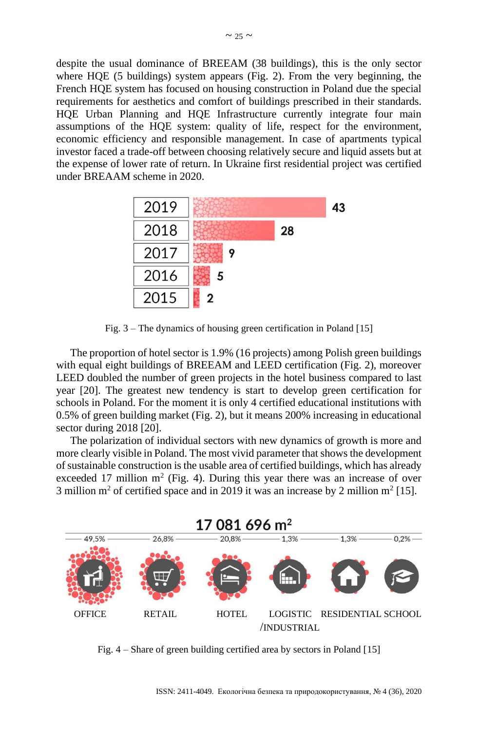despite the usual dominance of BREEAM (38 buildings), this is the only sector where HQE (5 buildings) system appears (Fig. 2). From the very beginning, the French HQE system has focused on housing construction in Poland due the special requirements for aesthetics and comfort of buildings prescribed in their standards. HQE Urban Planning and HQE Infrastructure currently integrate four main assumptions of the HQE system: quality of life, respect for the environment, economic efficiency and responsible management. In case of apartments typical investor faced a trade-off between choosing relatively secure and liquid assets but at the expense of lower rate of return. In Ukraine first residential project was certified under BREAAM scheme in 2020.

| Year | Number |
|---|---|
| 2019 | 43 |
| 2018 | 28 |
| 2017 | 9 |
| 2016 | 5 |
| 2015 | 2 |

Fig. 3 – The dynamics of housing green certification in Poland [15]

The proportion of hotel sector is 1.9% (16 projects) among Polish green buildings with equal eight buildings of BREEAM and LEED certification (Fig. 2), moreover LEED doubled the number of green projects in the hotel business compared to last year [20]. The greatest new tendency is start to develop green certification for schools in Poland. For the moment it is only 4 certified educational institutions with 0.5% of green building market (Fig. 2), but it means 200% increasing in educational sector during 2018 [20].

The polarization of individual sectors with new dynamics of growth is more and more clearly visible in Poland. The most vivid parameter that shows the development of sustainable construction is the usable area of certified buildings, which has already exceeded 17 million m$^2$ (Fig. 4). During this year there was an increase of over 3 million m$^2$ of certified space and in 2019 it was an increase by 2 million m$^2$ [15].

17 081 696 m$^2$

| OFFICE | RETAIL | HOTEL | LOGISTIC /INDUSTRIAL | RESIDENTIAL | SCHOOL |
|---|---|---|---|---|---|
| 49,5% | 26,8% | 20,8% | 1,3% | 1,3% | 0,2% |

Fig. 4 – Share of green building certified area by sectors in Poland [15]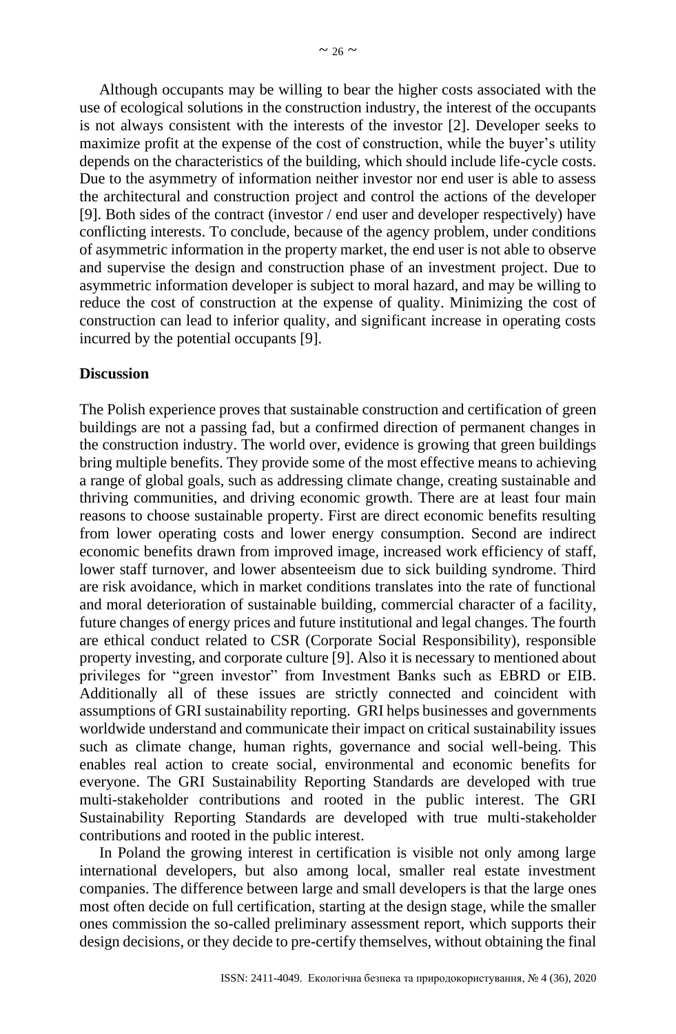Although occupants may be willing to bear the higher costs associated with the use of ecological solutions in the construction industry, the interest of the occupants is not always consistent with the interests of the investor [2]. Developer seeks to maximize profit at the expense of the cost of construction, while the buyer's utility depends on the characteristics of the building, which should include life-cycle costs. Due to the asymmetry of information neither investor nor end user is able to assess the architectural and construction project and control the actions of the developer [9]. Both sides of the contract (investor / end user and developer respectively) have conflicting interests. To conclude, because of the agency problem, under conditions of asymmetric information in the property market, the end user is not able to observe and supervise the design and construction phase of an investment project. Due to asymmetric information developer is subject to moral hazard, and may be willing to reduce the cost of construction at the expense of quality. Minimizing the cost of construction can lead to inferior quality, and significant increase in operating costs incurred by the potential occupants [9].

## Discussion

The Polish experience proves that sustainable construction and certification of green buildings are not a passing fad, but a confirmed direction of permanent changes in the construction industry. The world over, evidence is growing that green buildings bring multiple benefits. They provide some of the most effective means to achieving a range of global goals, such as addressing climate change, creating sustainable and thriving communities, and driving economic growth. There are at least four main reasons to choose sustainable property. First are direct economic benefits resulting from lower operating costs and lower energy consumption. Second are indirect economic benefits drawn from improved image, increased work efficiency of staff, lower staff turnover, and lower absenteeism due to sick building syndrome. Third are risk avoidance, which in market conditions translates into the rate of functional and moral deterioration of sustainable building, commercial character of a facility, future changes of energy prices and future institutional and legal changes. The fourth are ethical conduct related to CSR (Corporate Social Responsibility), responsible property investing, and corporate culture [9]. Also it is necessary to mentioned about privileges for "green investor" from Investment Banks such as EBRD or EIB. Additionally all of these issues are strictly connected and coincident with assumptions of GRI sustainability reporting. GRI helps businesses and governments worldwide understand and communicate their impact on critical sustainability issues such as climate change, human rights, governance and social well-being. This enables real action to create social, environmental and economic benefits for everyone. The GRI Sustainability Reporting Standards are developed with true multi-stakeholder contributions and rooted in the public interest. The GRI Sustainability Reporting Standards are developed with true multi-stakeholder contributions and rooted in the public interest.

In Poland the growing interest in certification is visible not only among large international developers, but also among local, smaller real estate investment companies. The difference between large and small developers is that the large ones most often decide on full certification, starting at the design stage, while the smaller ones commission the so-called preliminary assessment report, which supports their design decisions, or they decide to pre-certify themselves, without obtaining the final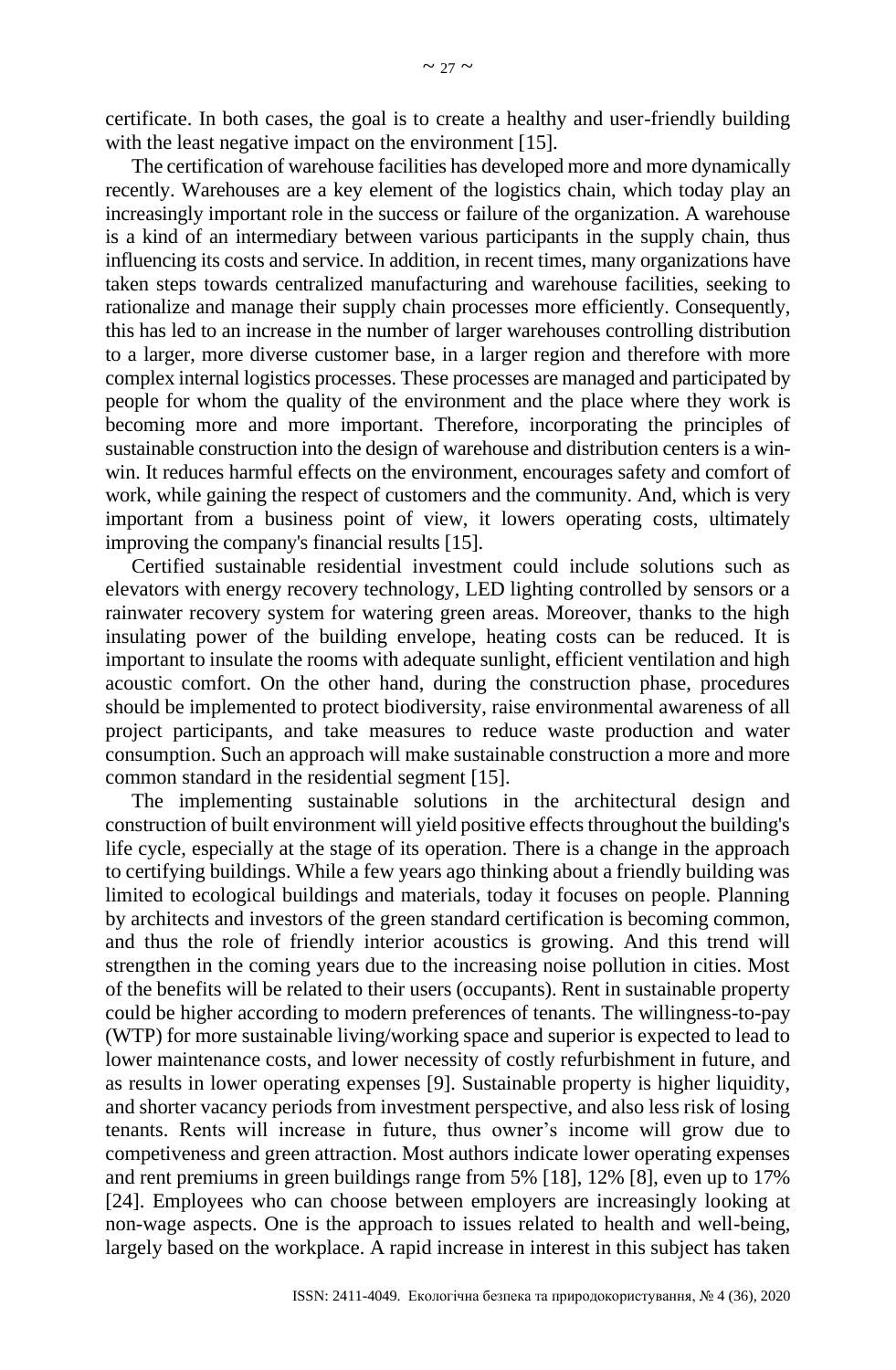certificate. In both cases, the goal is to create a healthy and user-friendly building with the least negative impact on the environment [15].

The certification of warehouse facilities has developed more and more dynamically recently. Warehouses are a key element of the logistics chain, which today play an increasingly important role in the success or failure of the organization. A warehouse is a kind of an intermediary between various participants in the supply chain, thus influencing its costs and service. In addition, in recent times, many organizations have taken steps towards centralized manufacturing and warehouse facilities, seeking to rationalize and manage their supply chain processes more efficiently. Consequently, this has led to an increase in the number of larger warehouses controlling distribution to a larger, more diverse customer base, in a larger region and therefore with more complex internal logistics processes. These processes are managed and participated by people for whom the quality of the environment and the place where they work is becoming more and more important. Therefore, incorporating the principles of sustainable construction into the design of warehouse and distribution centers is a win-win. It reduces harmful effects on the environment, encourages safety and comfort of work, while gaining the respect of customers and the community. And, which is very important from a business point of view, it lowers operating costs, ultimately improving the company's financial results [15].

Certified sustainable residential investment could include solutions such as elevators with energy recovery technology, LED lighting controlled by sensors or a rainwater recovery system for watering green areas. Moreover, thanks to the high insulating power of the building envelope, heating costs can be reduced. It is important to insulate the rooms with adequate sunlight, efficient ventilation and high acoustic comfort. On the other hand, during the construction phase, procedures should be implemented to protect biodiversity, raise environmental awareness of all project participants, and take measures to reduce waste production and water consumption. Such an approach will make sustainable construction a more and more common standard in the residential segment [15].

The implementing sustainable solutions in the architectural design and construction of built environment will yield positive effects throughout the building's life cycle, especially at the stage of its operation. There is a change in the approach to certifying buildings. While a few years ago thinking about a friendly building was limited to ecological buildings and materials, today it focuses on people. Planning by architects and investors of the green standard certification is becoming common, and thus the role of friendly interior acoustics is growing. And this trend will strengthen in the coming years due to the increasing noise pollution in cities. Most of the benefits will be related to their users (occupants). Rent in sustainable property could be higher according to modern preferences of tenants. The willingness-to-pay (WTP) for more sustainable living/working space and superior is expected to lead to lower maintenance costs, and lower necessity of costly refurbishment in future, and as results in lower operating expenses [9]. Sustainable property is higher liquidity, and shorter vacancy periods from investment perspective, and also less risk of losing tenants. Rents will increase in future, thus owner's income will grow due to competiveness and green attraction. Most authors indicate lower operating expenses and rent premiums in green buildings range from 5% [18], 12% [8], even up to 17% [24]. Employees who can choose between employers are increasingly looking at non-wage aspects. One is the approach to issues related to health and well-being, largely based on the workplace. A rapid increase in interest in this subject has taken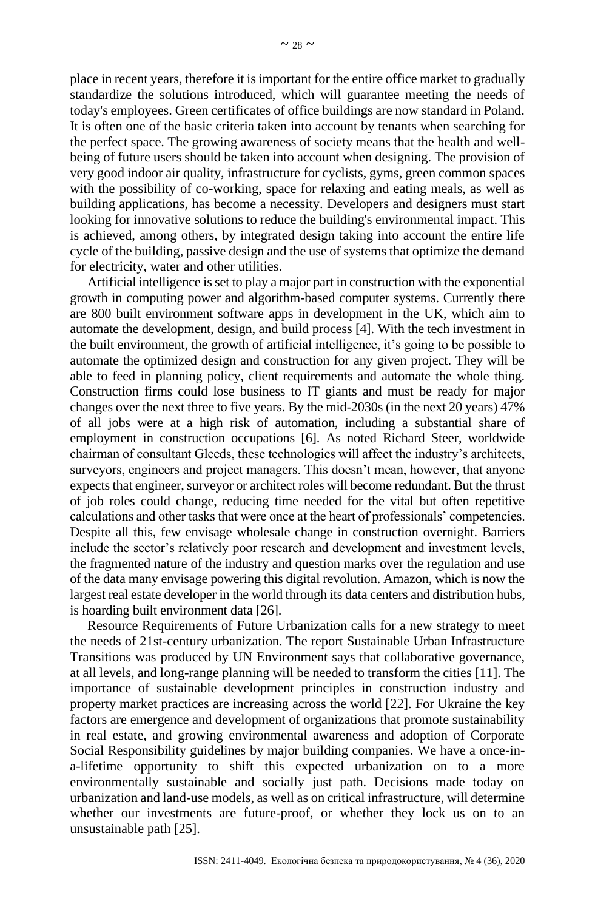place in recent years, therefore it is important for the entire office market to gradually standardize the solutions introduced, which will guarantee meeting the needs of today's employees. Green certificates of office buildings are now standard in Poland. It is often one of the basic criteria taken into account by tenants when searching for the perfect space. The growing awareness of society means that the health and well-being of future users should be taken into account when designing. The provision of very good indoor air quality, infrastructure for cyclists, gyms, green common spaces with the possibility of co-working, space for relaxing and eating meals, as well as building applications, has become a necessity. Developers and designers must start looking for innovative solutions to reduce the building's environmental impact. This is achieved, among others, by integrated design taking into account the entire life cycle of the building, passive design and the use of systems that optimize the demand for electricity, water and other utilities.

Artificial intelligence is set to play a major part in construction with the exponential growth in computing power and algorithm-based computer systems. Currently there are 800 built environment software apps in development in the UK, which aim to automate the development, design, and build process [4]. With the tech investment in the built environment, the growth of artificial intelligence, it's going to be possible to automate the optimized design and construction for any given project. They will be able to feed in planning policy, client requirements and automate the whole thing. Construction firms could lose business to IT giants and must be ready for major changes over the next three to five years. By the mid-2030s (in the next 20 years) 47% of all jobs were at a high risk of automation, including a substantial share of employment in construction occupations [6]. As noted Richard Steer, worldwide chairman of consultant Gleeds, these technologies will affect the industry's architects, surveyors, engineers and project managers. This doesn't mean, however, that anyone expects that engineer, surveyor or architect roles will become redundant. But the thrust of job roles could change, reducing time needed for the vital but often repetitive calculations and other tasks that were once at the heart of professionals' competencies. Despite all this, few envisage wholesale change in construction overnight. Barriers include the sector's relatively poor research and development and investment levels, the fragmented nature of the industry and question marks over the regulation and use of the data many envisage powering this digital revolution. Amazon, which is now the largest real estate developer in the world through its data centers and distribution hubs, is hoarding built environment data [26].

Resource Requirements of Future Urbanization calls for a new strategy to meet the needs of 21st-century urbanization. The report Sustainable Urban Infrastructure Transitions was produced by UN Environment says that collaborative governance, at all levels, and long-range planning will be needed to transform the cities [11]. The importance of sustainable development principles in construction industry and property market practices are increasing across the world [22]. For Ukraine the key factors are emergence and development of organizations that promote sustainability in real estate, and growing environmental awareness and adoption of Corporate Social Responsibility guidelines by major building companies. We have a once-in-a-lifetime opportunity to shift this expected urbanization on to a more environmentally sustainable and socially just path. Decisions made today on urbanization and land-use models, as well as on critical infrastructure, will determine whether our investments are future-proof, or whether they lock us on to an unsustainable path [25].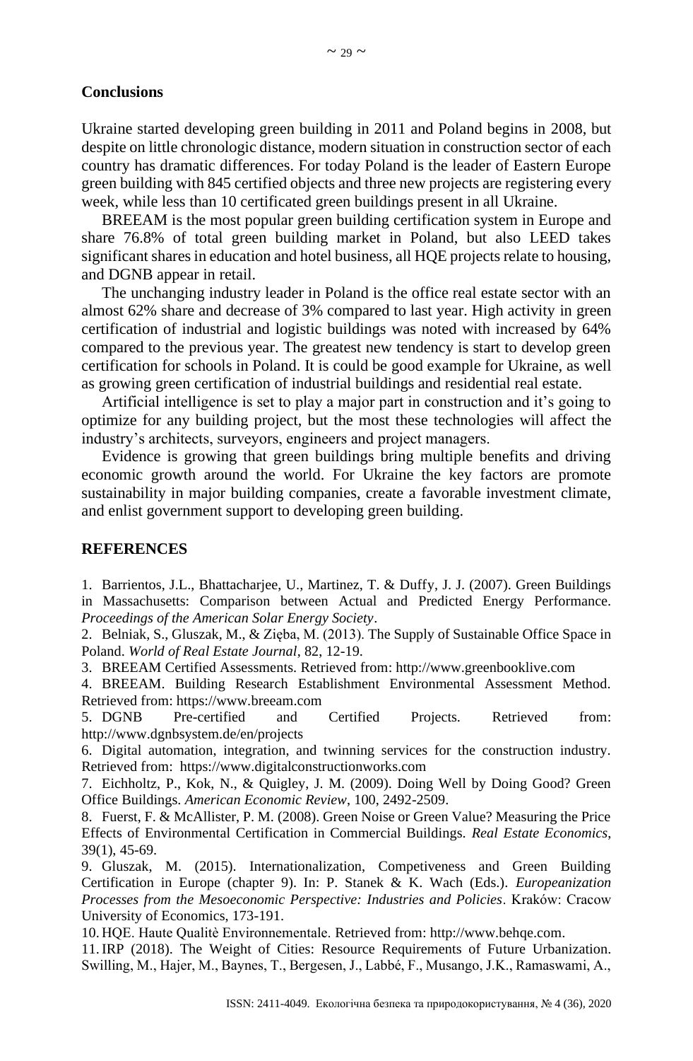## Conclusions

Ukraine started developing green building in 2011 and Poland begins in 2008, but despite on little chronologic distance, modern situation in construction sector of each country has dramatic differences. For today Poland is the leader of Eastern Europe green building with 845 certified objects and three new projects are registering every week, while less than 10 certificated green buildings present in all Ukraine.

BREEAM is the most popular green building certification system in Europe and share 76.8% of total green building market in Poland, but also LEED takes significant shares in education and hotel business, all HQE projects relate to housing, and DGNB appear in retail.

The unchanging industry leader in Poland is the office real estate sector with an almost 62% share and decrease of 3% compared to last year. High activity in green certification of industrial and logistic buildings was noted with increased by 64% compared to the previous year. The greatest new tendency is start to develop green certification for schools in Poland. It is could be good example for Ukraine, as well as growing green certification of industrial buildings and residential real estate.

Artificial intelligence is set to play a major part in construction and it's going to optimize for any building project, but the most these technologies will affect the industry's architects, surveyors, engineers and project managers.

Evidence is growing that green buildings bring multiple benefits and driving economic growth around the world. For Ukraine the key factors are promote sustainability in major building companies, create a favorable investment climate, and enlist government support to developing green building.

## REFERENCES

1. Barrientos, J.L., Bhattacharjee, U., Martinez, T. & Duffy, J. J. (2007). Green Buildings in Massachusetts: Comparison between Actual and Predicted Energy Performance. *Proceedings of the American Solar Energy Society*.
2. Belniak, S., Gluszak, M., & Zięba, M. (2013). The Supply of Sustainable Office Space in Poland. *World of Real Estate Journal*, 82, 12-19.
3. BREEAM Certified Assessments. Retrieved from: http://www.greenbooklive.com
4. BREEAM. Building Research Establishment Environmental Assessment Method. Retrieved from: https://www.breeam.com
5. DGNB Pre-certified and Certified Projects. Retrieved from: http://www.dgnbsystem.de/en/projects
6. Digital automation, integration, and twinning services for the construction industry. Retrieved from: https://www.digitalconstructionworks.com
7. Eichholtz, P., Kok, N., & Quigley, J. M. (2009). Doing Well by Doing Good? Green Office Buildings. *American Economic Review*, 100, 2492-2509.
8. Fuerst, F. & McAllister, P. M. (2008). Green Noise or Green Value? Measuring the Price Effects of Environmental Certification in Commercial Buildings. *Real Estate Economics*, 39(1), 45-69.
9. Gluszak, M. (2015). Internationalization, Competiveness and Green Building Certification in Europe (chapter 9). In: P. Stanek & K. Wach (Eds.). *Europeanization Processes from the Mesoeconomic Perspective: Industries and Policies*. Kraków: Cracow University of Economics, 173-191.
10. HQE. Haute Qualitè Environnementale. Retrieved from: http://www.behqe.com.
11. IRP (2018). The Weight of Cities: Resource Requirements of Future Urbanization. Swilling, M., Hajer, M., Baynes, T., Bergesen, J., Labbé, F., Musango, J.K., Ramaswami, A.,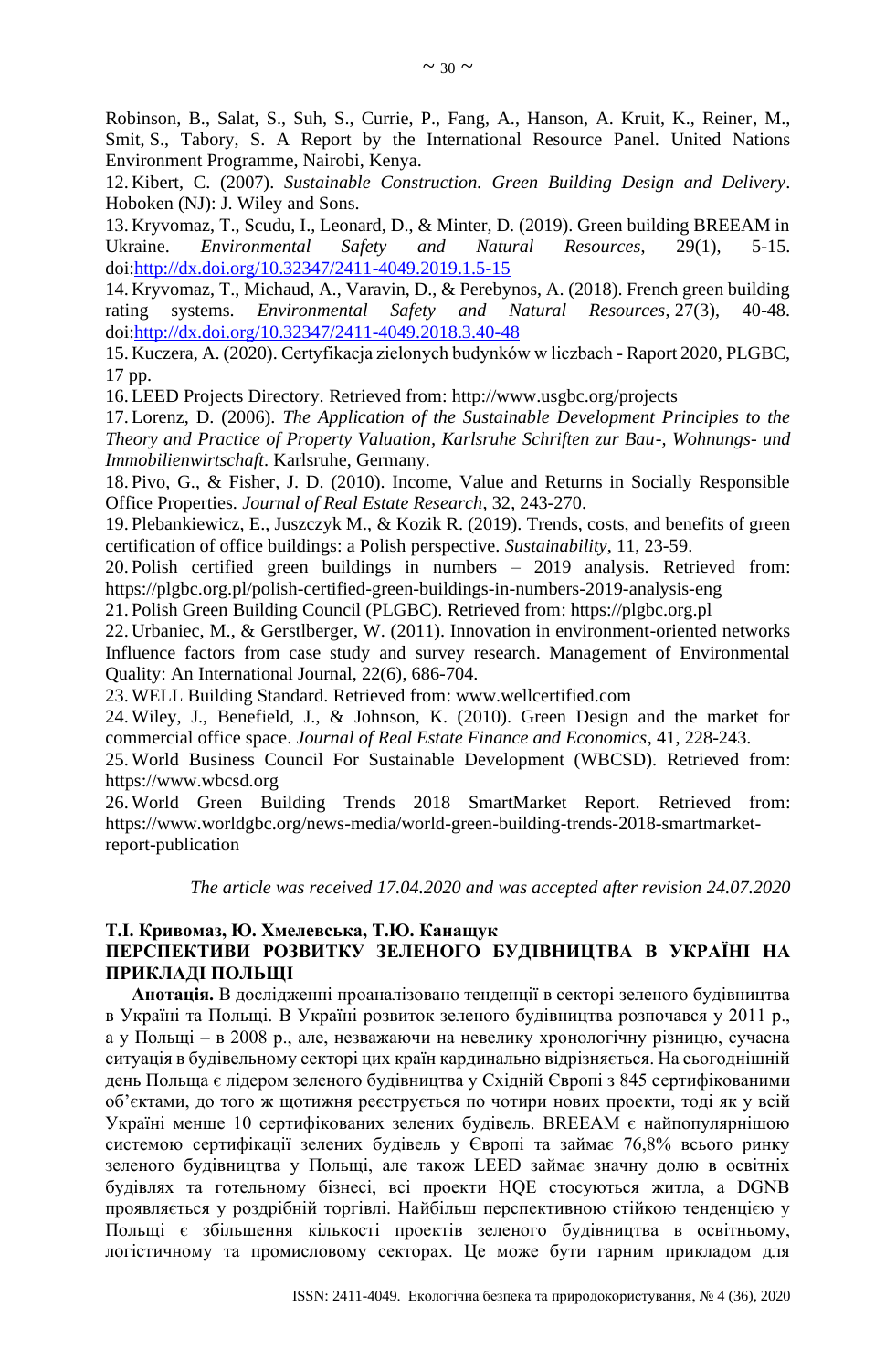Robinson, B., Salat, S., Suh, S., Currie, P., Fang, A., Hanson, A. Kruit, K., Reiner, M., Smit, S., Tabory, S. A Report by the International Resource Panel. United Nations Environment Programme, Nairobi, Kenya.

12. Kibert, C. (2007). *Sustainable Construction. Green Building Design and Delivery*. Hoboken (NJ): J. Wiley and Sons.

13. Kryvomaz, T., Scudu, I., Leonard, D., & Minter, D. (2019). Green building BREEAM in Ukraine. *Environmental Safety and Natural Resources*, 29(1), 5-15. doi:http://dx.doi.org/10.32347/2411-4049.2019.1.5-15

14. Kryvomaz, T., Michaud, A., Varavin, D., & Perebynos, A. (2018). French green building rating systems. *Environmental Safety and Natural Resources*, 27(3), 40-48. doi:http://dx.doi.org/10.32347/2411-4049.2018.3.40-48

15. Kuczera, A. (2020). Certyfikacja zielonych budynków w liczbach - Raport 2020, PLGBC, 17 pp.

16. LEED Projects Directory. Retrieved from: http://www.usgbc.org/projects

17. Lorenz, D. (2006). *The Application of the Sustainable Development Principles to the Theory and Practice of Property Valuation, Karlsruhe Schriften zur Bau-, Wohnungs- und Immobilienwirtschaft*. Karlsruhe, Germany.

18. Pivo, G., & Fisher, J. D. (2010). Income, Value and Returns in Socially Responsible Office Properties. *Journal of Real Estate Research*, 32, 243-270.

19. Plebankiewicz, E., Juszczyk M., & Kozik R. (2019). Trends, costs, and benefits of green certification of office buildings: a Polish perspective. *Sustainability*, 11, 23-59.

20. Polish certified green buildings in numbers – 2019 analysis. Retrieved from: https://plgbc.org.pl/polish-certified-green-buildings-in-numbers-2019-analysis-eng

21. Polish Green Building Council (PLGBC). Retrieved from: https://plgbc.org.pl

22. Urbaniec, M., & Gerstlberger, W. (2011). Innovation in environment-oriented networks Influence factors from case study and survey research. Management of Environmental Quality: An International Journal, 22(6), 686-704.

23. WELL Building Standard. Retrieved from: www.wellcertified.com

24. Wiley, J., Benefield, J., & Johnson, K. (2010). Green Design and the market for commercial office space. *Journal of Real Estate Finance and Economics*, 41, 228-243.

25. World Business Council For Sustainable Development (WBCSD). Retrieved from: https://www.wbcsd.org

26. World Green Building Trends 2018 SmartMarket Report. Retrieved from: https://www.worldgbc.org/news-media/world-green-building-trends-2018-smartmarket-report-publication

*The article was received 17.04.2020 and was accepted after revision 24.07.2020*

**Т.І. Кривомаз, Ю. Хмелевська, Т.Ю. Канащук**

## ПЕРСПЕКТИВИ РОЗВИТКУ ЗЕЛЕНОГО БУДІВНИЦТВА В УКРАЇНІ НА ПРИКЛАДІ ПОЛЬЩІ

**Анотація.** В дослідженні проаналізовано тенденції в секторі зеленого будівництва в Україні та Польщі. В Україні розвиток зеленого будівництва розпочався у 2011 р., а у Польщі – в 2008 р., але, незважаючи на невелику хронологічну різницю, сучасна ситуація в будівельному секторі цих країн кардинально відрізняється. На сьогоднішній день Польща є лідером зеленого будівництва у Східній Європі з 845 сертифікованими об'єктами, до того ж щотижня реєструється по чотири нових проекти, тоді як у всій Україні менше 10 сертифікованих зелених будівель. BREEAM є найпопулярнішою системою сертифікації зелених будівель у Європі та займає 76,8% всього ринку зеленого будівництва у Польщі, але також LEED займає значну долю в освітніх будівлях та готельному бізнесі, всі проекти HQE стосуються житла, а DGNB проявляється у роздрібній торгівлі. Найбільш перспективною стійкою тенденцією у Польщі є збільшення кількості проектів зеленого будівництва в освітньому, логістичному та промисловому секторах. Це може бути гарним прикладом для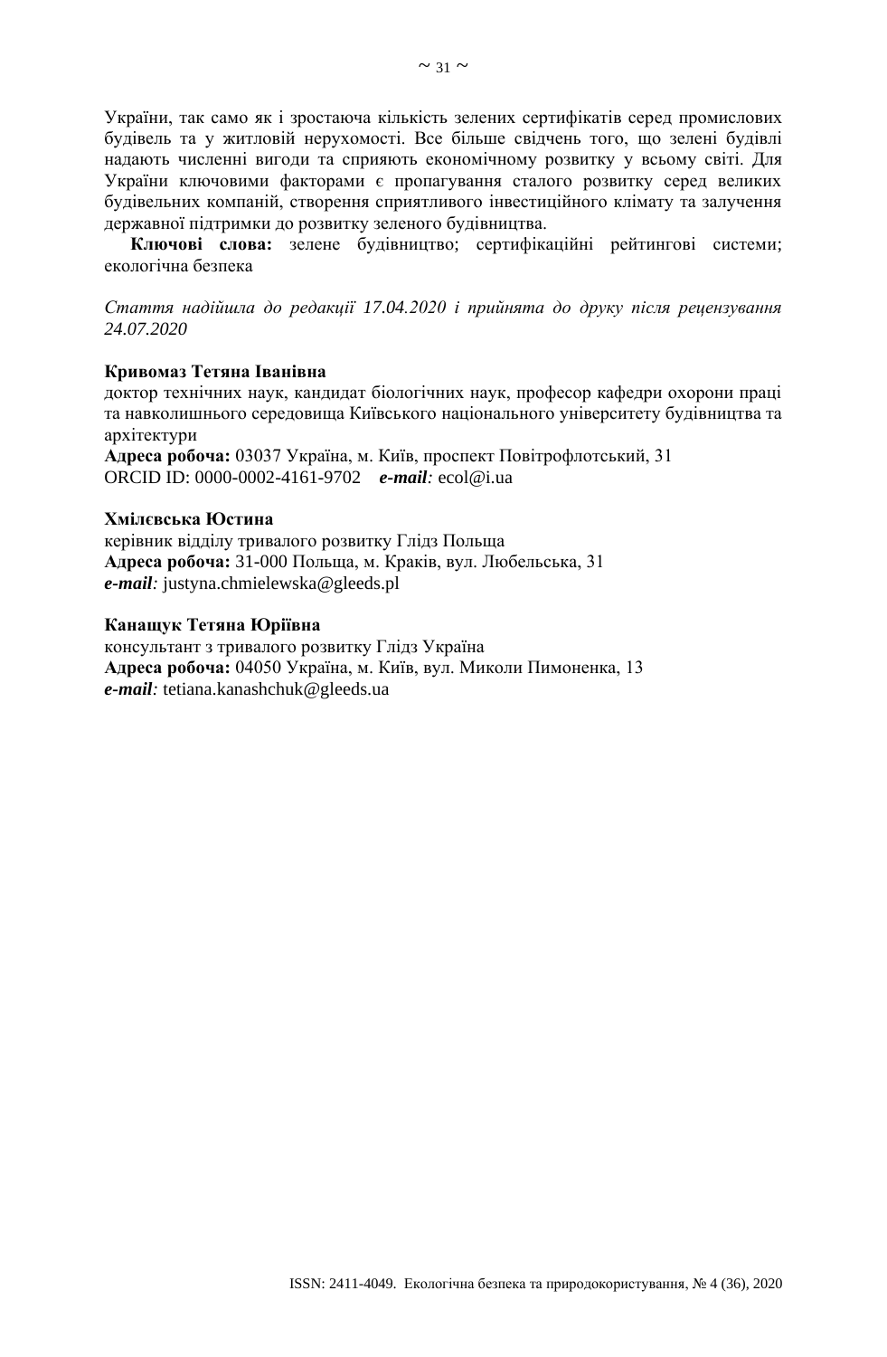України, так само як і зростаюча кількість зелених сертифікатів серед промислових будівель та у житловій нерухомості. Все більше свідчень того, що зелені будівлі надають численні вигоди та сприяють економічному розвитку у всьому світі. Для України ключовими факторами є пропагування сталого розвитку серед великих будівельних компаній, створення сприятливого інвестиційного клімату та залучення державної підтримки до розвитку зеленого будівництва.

**Ключові слова:** зелене будівництво; сертифікаційні рейтингові системи; екологічна безпека

*Стаття надійшла до редакції 17.04.2020 і прийнята до друку після рецензування 24.07.2020*

**Кривомаз Тетяна Іванівна**
доктор технічних наук, кандидат біологічних наук, професор кафедри охорони праці та навколишнього середовища Київського національного університету будівництва та архітектури
**Адреса робоча:** 03037 Україна, м. Київ, проспект Повітрофлотський, 31
ORCID ID: 0000-0002-4161-9702 ***e-mail:*** ecol@i.ua

**Хмілєвська Юстина**
керівник відділу тривалого розвитку Глідз Польща
**Адреса робоча:** 31-000 Польща, м. Краків, вул. Любельська, 31
***e-mail:*** justyna.chmielewska@gleeds.pl

**Канащук Тетяна Юріївна**
консультант з тривалого розвитку Глідз Україна
**Адреса робоча:** 04050 Україна, м. Київ, вул. Миколи Пимоненка, 13
***e-mail:*** tetiana.kanashchuk@gleeds.ua